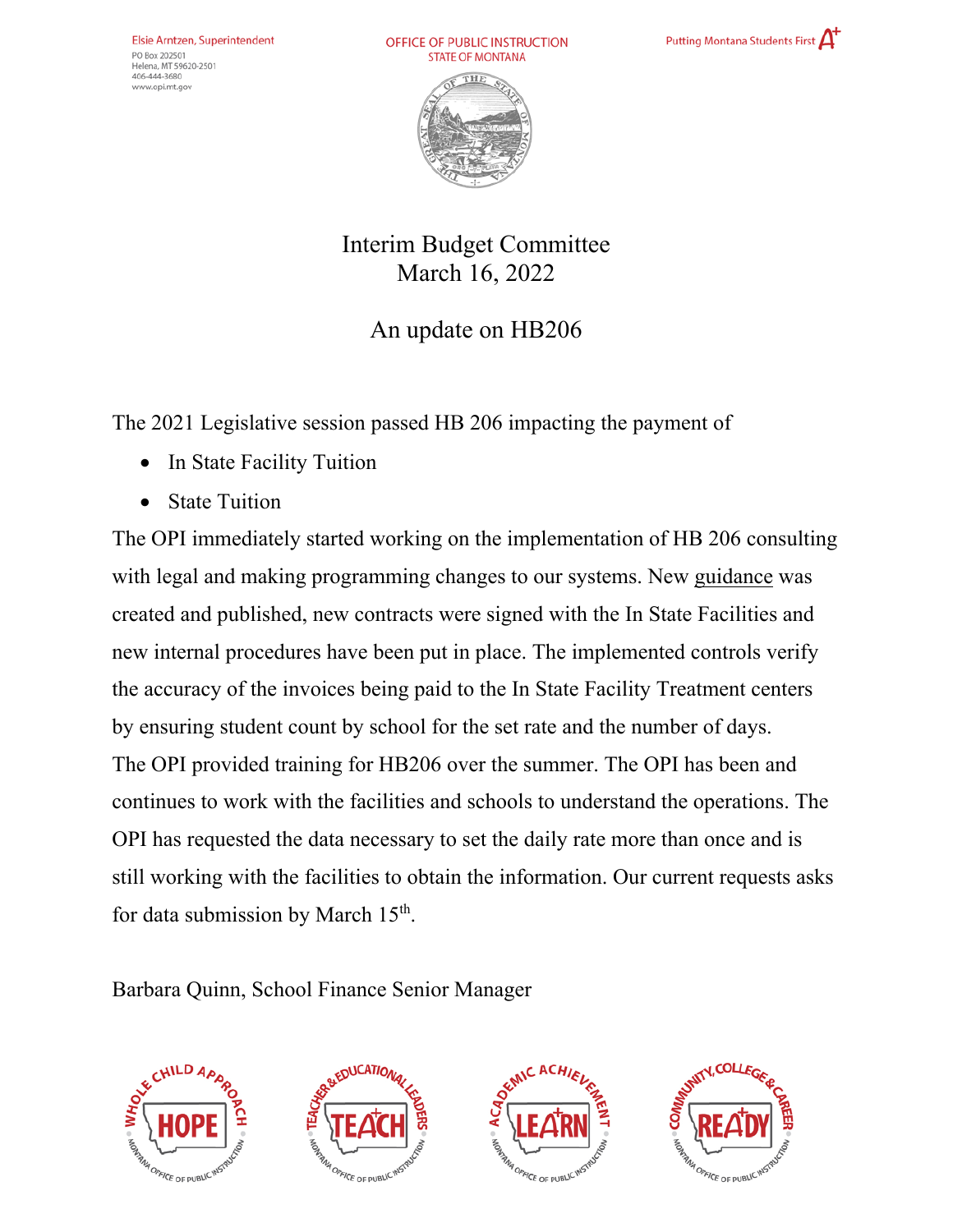Elsie Arntzen, Superintendent
PO Box 202501
Helena, MT 59620-2501
406-444-3680
www.opi.mt.gov

OFFICE OF PUBLIC INSTRUCTION
STATE OF MONTANA

Putting Montana Students First A+

# Interim Budget Committee
# March 16, 2022

## An update on HB206

The 2021 Legislative session passed HB 206 impacting the payment of

- In State Facility Tuition
- State Tuition

The OPI immediately started working on the implementation of HB 206 consulting with legal and making programming changes to our systems. New guidance was created and published, new contracts were signed with the In State Facilities and new internal procedures have been put in place. The implemented controls verify the accuracy of the invoices being paid to the In State Facility Treatment centers by ensuring student count by school for the set rate and the number of days. The OPI provided training for HB206 over the summer. The OPI has been and continues to work with the facilities and schools to understand the operations. The OPI has requested the data necessary to set the daily rate more than once and is still working with the facilities to obtain the information. Our current requests asks for data submission by March 15th.

Barbara Quinn, School Finance Senior Manager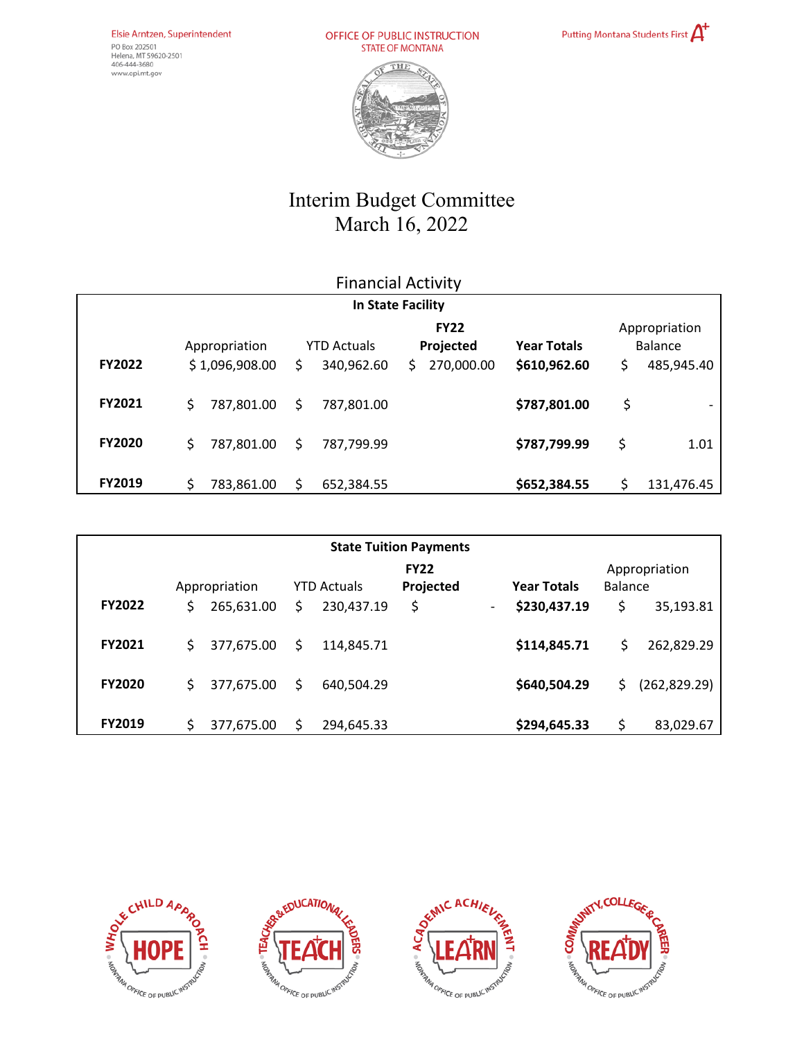Elsie Arntzen, Superintendent
PO Box 202501
Helena, MT 59620-2501
406-444-3680
www.opi.mt.gov

OFFICE OF PUBLIC INSTRUCTION
STATE OF MONTANA

Putting Montana Students First

# Interim Budget Committee
## March 16, 2022

### Financial Activity

| In State Facility | | | | | |
|---|---|---|---|---|---|
| | Appropriation | YTD Actuals | **FY22 Projected** | **Year Totals** | Appropriation Balance |
| **FY2022** | $ 1,096,908.00 | $ 340,962.60 | $ 270,000.00 | **$610,962.60** | $ 485,945.40 |
| **FY2021** | $ 787,801.00 | $ 787,801.00 | | **$787,801.00** | $ - |
| **FY2020** | $ 787,801.00 | $ 787,799.99 | | **$787,799.99** | $ 1.01 |
| **FY2019** | $ 783,861.00 | $ 652,384.55 | | **$652,384.55** | $ 131,476.45 |

| State Tuition Payments | | | | | |
|---|---|---|---|---|---|
| | Appropriation | YTD Actuals | **FY22 Projected** | **Year Totals** | Appropriation Balance |
| **FY2022** | $ 265,631.00 | $ 230,437.19 | $ - | **$230,437.19** | $ 35,193.81 |
| **FY2021** | $ 377,675.00 | $ 114,845.71 | | **$114,845.71** | $ 262,829.29 |
| **FY2020** | $ 377,675.00 | $ 640,504.29 | | **$640,504.29** | $ (262,829.29) |
| **FY2019** | $ 377,675.00 | $ 294,645.33 | | **$294,645.33** | $ 83,029.67 |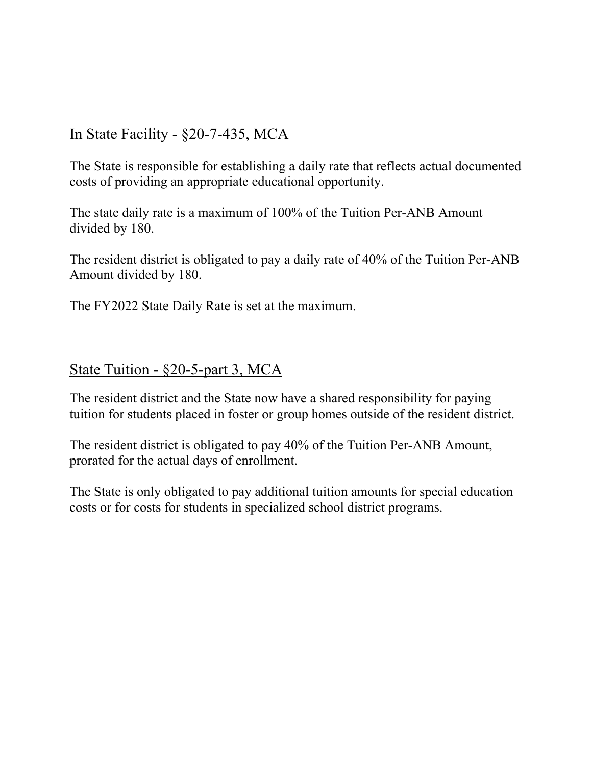## In State Facility - §20-7-435, MCA

The State is responsible for establishing a daily rate that reflects actual documented costs of providing an appropriate educational opportunity.

The state daily rate is a maximum of 100% of the Tuition Per-ANB Amount divided by 180.

The resident district is obligated to pay a daily rate of 40% of the Tuition Per-ANB Amount divided by 180.

The FY2022 State Daily Rate is set at the maximum.

## State Tuition - §20-5-part 3, MCA

The resident district and the State now have a shared responsibility for paying tuition for students placed in foster or group homes outside of the resident district.

The resident district is obligated to pay 40% of the Tuition Per-ANB Amount, prorated for the actual days of enrollment.

The State is only obligated to pay additional tuition amounts for special education costs or for costs for students in specialized school district programs.